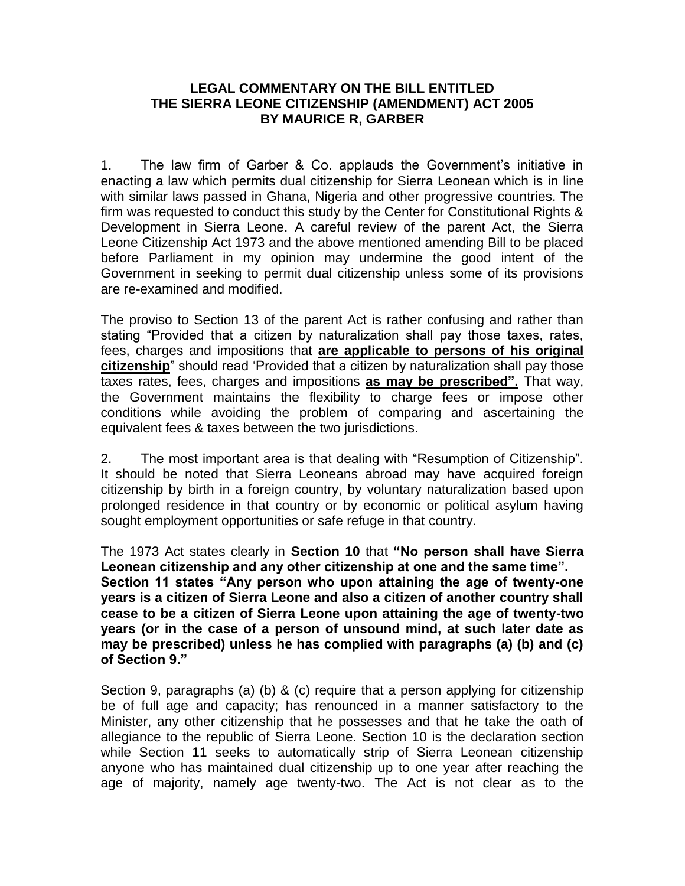**LEGAL COMMENTARY ON THE BILL ENTITLED THE SIERRA LEONE CITIZENSHIP (AMENDMENT) ACT 2005 BY MAURICE R, GARBER**

1. The law firm of Garber & Co. applauds the Government's initiative in enacting a law which permits dual citizenship for Sierra Leonean which is in line with similar laws passed in Ghana, Nigeria and other progressive countries. The firm was requested to conduct this study by the Center for Constitutional Rights & Development in Sierra Leone. A careful review of the parent Act, the Sierra Leone Citizenship Act 1973 and the above mentioned amending Bill to be placed before Parliament in my opinion may undermine the good intent of the Government in seeking to permit dual citizenship unless some of its provisions are re-examined and modified.

The proviso to Section 13 of the parent Act is rather confusing and rather than stating "Provided that a citizen by naturalization shall pay those taxes, rates, fees, charges and impositions that **are applicable to persons of his original citizenship**" should read 'Provided that a citizen by naturalization shall pay those taxes rates, fees, charges and impositions **as may be prescribed".** That way, the Government maintains the flexibility to charge fees or impose other conditions while avoiding the problem of comparing and ascertaining the equivalent fees & taxes between the two jurisdictions.

2. The most important area is that dealing with "Resumption of Citizenship". It should be noted that Sierra Leoneans abroad may have acquired foreign citizenship by birth in a foreign country, by voluntary naturalization based upon prolonged residence in that country or by economic or political asylum having sought employment opportunities or safe refuge in that country.

The 1973 Act states clearly in **Section 10** that **"No person shall have Sierra Leonean citizenship and any other citizenship at one and the same time". Section 11 states "Any person who upon attaining the age of twenty-one years is a citizen of Sierra Leone and also a citizen of another country shall cease to be a citizen of Sierra Leone upon attaining the age of twenty-two years (or in the case of a person of unsound mind, at such later date as may be prescribed) unless he has complied with paragraphs (a) (b) and (c) of Section 9."**

Section 9, paragraphs (a) (b) & (c) require that a person applying for citizenship be of full age and capacity; has renounced in a manner satisfactory to the Minister, any other citizenship that he possesses and that he take the oath of allegiance to the republic of Sierra Leone. Section 10 is the declaration section while Section 11 seeks to automatically strip of Sierra Leonean citizenship anyone who has maintained dual citizenship up to one year after reaching the age of majority, namely age twenty-two. The Act is not clear as to the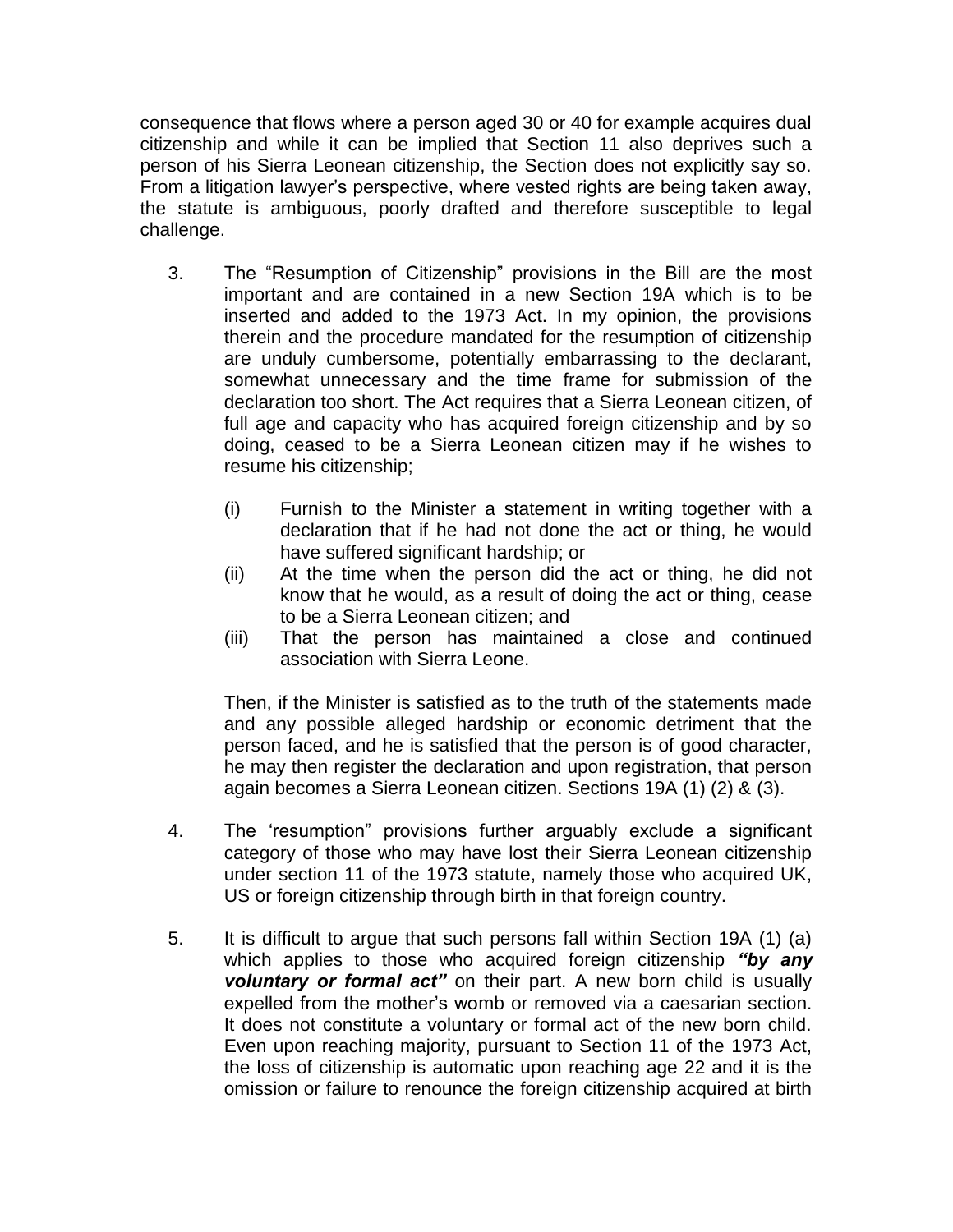consequence that flows where a person aged 30 or 40 for example acquires dual citizenship and while it can be implied that Section 11 also deprives such a person of his Sierra Leonean citizenship, the Section does not explicitly say so. From a litigation lawyer's perspective, where vested rights are being taken away, the statute is ambiguous, poorly drafted and therefore susceptible to legal challenge.

3. The "Resumption of Citizenship" provisions in the Bill are the most important and are contained in a new Section 19A which is to be inserted and added to the 1973 Act. In my opinion, the provisions therein and the procedure mandated for the resumption of citizenship are unduly cumbersome, potentially embarrassing to the declarant, somewhat unnecessary and the time frame for submission of the declaration too short. The Act requires that a Sierra Leonean citizen, of full age and capacity who has acquired foreign citizenship and by so doing, ceased to be a Sierra Leonean citizen may if he wishes to resume his citizenship;

   (i) Furnish to the Minister a statement in writing together with a declaration that if he had not done the act or thing, he would have suffered significant hardship; or
   (ii) At the time when the person did the act or thing, he did not know that he would, as a result of doing the act or thing, cease to be a Sierra Leonean citizen; and
   (iii) That the person has maintained a close and continued association with Sierra Leone.

   Then, if the Minister is satisfied as to the truth of the statements made and any possible alleged hardship or economic detriment that the person faced, and he is satisfied that the person is of good character, he may then register the declaration and upon registration, that person again becomes a Sierra Leonean citizen. Sections 19A (1) (2) & (3).

4. The 'resumption" provisions further arguably exclude a significant category of those who may have lost their Sierra Leonean citizenship under section 11 of the 1973 statute, namely those who acquired UK, US or foreign citizenship through birth in that foreign country.

5. It is difficult to argue that such persons fall within Section 19A (1) (a) which applies to those who acquired foreign citizenship ***"by any voluntary or formal act"*** on their part. A new born child is usually expelled from the mother's womb or removed via a caesarian section. It does not constitute a voluntary or formal act of the new born child. Even upon reaching majority, pursuant to Section 11 of the 1973 Act, the loss of citizenship is automatic upon reaching age 22 and it is the omission or failure to renounce the foreign citizenship acquired at birth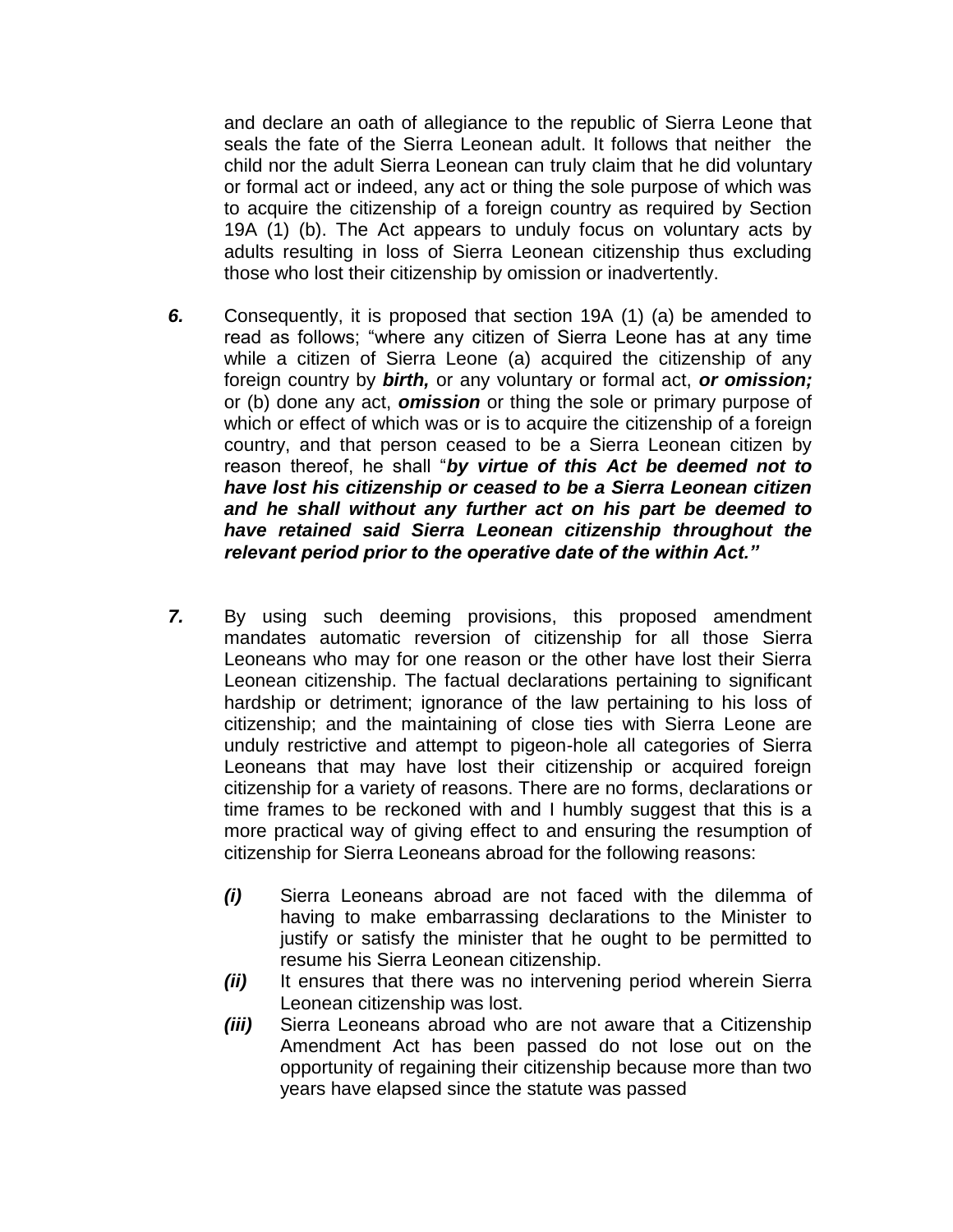and declare an oath of allegiance to the republic of Sierra Leone that seals the fate of the Sierra Leonean adult. It follows that neither the child nor the adult Sierra Leonean can truly claim that he did voluntary or formal act or indeed, any act or thing the sole purpose of which was to acquire the citizenship of a foreign country as required by Section 19A (1) (b). The Act appears to unduly focus on voluntary acts by adults resulting in loss of Sierra Leonean citizenship thus excluding those who lost their citizenship by omission or inadvertently.

***6.*** Consequently, it is proposed that section 19A (1) (a) be amended to read as follows; "where any citizen of Sierra Leone has at any time while a citizen of Sierra Leone (a) acquired the citizenship of any foreign country by ***birth,*** or any voluntary or formal act, ***or omission;*** or (b) done any act, ***omission*** or thing the sole or primary purpose of which or effect of which was or is to acquire the citizenship of a foreign country, and that person ceased to be a Sierra Leonean citizen by reason thereof, he shall "***by virtue of this Act be deemed not to have lost his citizenship or ceased to be a Sierra Leonean citizen and he shall without any further act on his part be deemed to have retained said Sierra Leonean citizenship throughout the relevant period prior to the operative date of the within Act."***

***7.*** By using such deeming provisions, this proposed amendment mandates automatic reversion of citizenship for all those Sierra Leoneans who may for one reason or the other have lost their Sierra Leonean citizenship. The factual declarations pertaining to significant hardship or detriment; ignorance of the law pertaining to his loss of citizenship; and the maintaining of close ties with Sierra Leone are unduly restrictive and attempt to pigeon-hole all categories of Sierra Leoneans that may have lost their citizenship or acquired foreign citizenship for a variety of reasons. There are no forms, declarations or time frames to be reckoned with and I humbly suggest that this is a more practical way of giving effect to and ensuring the resumption of citizenship for Sierra Leoneans abroad for the following reasons:

- ***(i)*** Sierra Leoneans abroad are not faced with the dilemma of having to make embarrassing declarations to the Minister to justify or satisfy the minister that he ought to be permitted to resume his Sierra Leonean citizenship.
- ***(ii)*** It ensures that there was no intervening period wherein Sierra Leonean citizenship was lost.
- ***(iii)*** Sierra Leoneans abroad who are not aware that a Citizenship Amendment Act has been passed do not lose out on the opportunity of regaining their citizenship because more than two years have elapsed since the statute was passed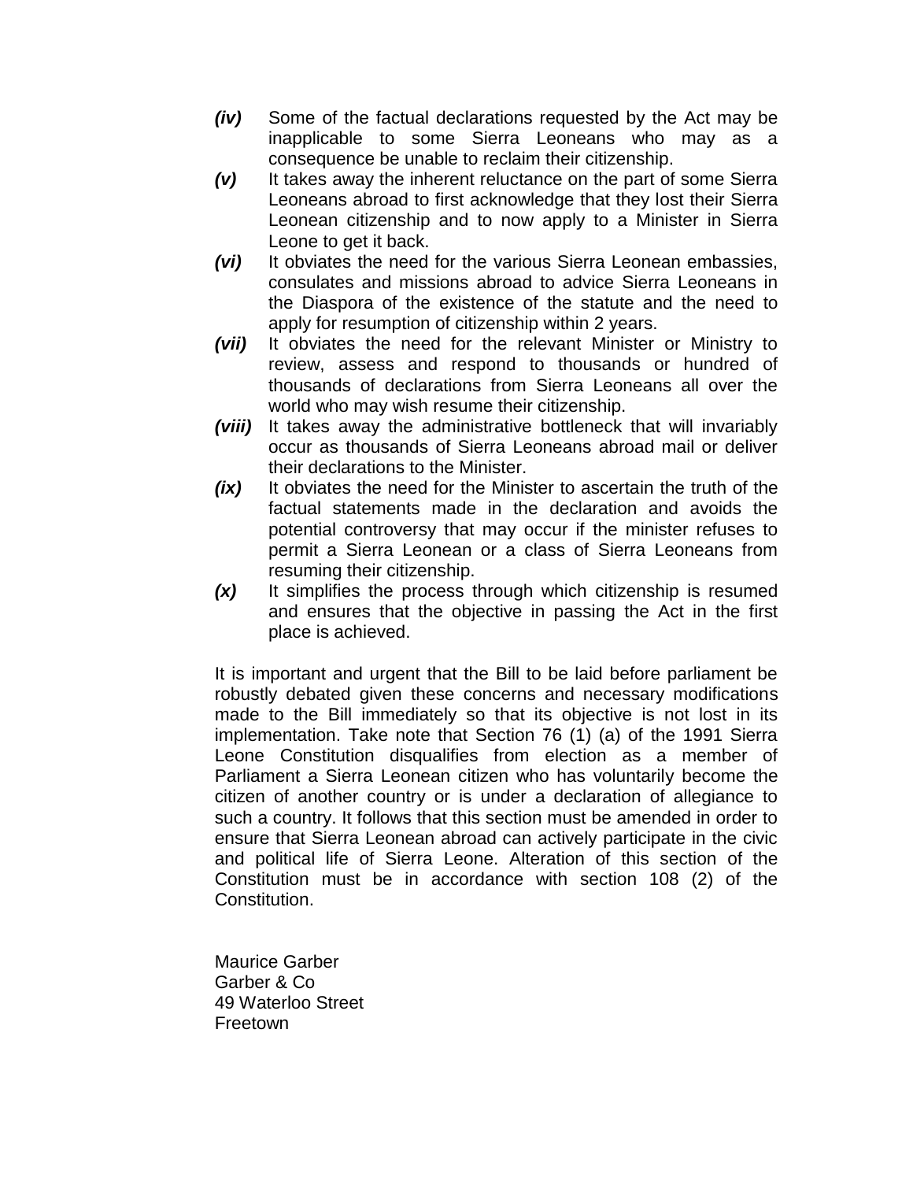***(iv)*** Some of the factual declarations requested by the Act may be inapplicable to some Sierra Leoneans who may as a consequence be unable to reclaim their citizenship.

***(v)*** It takes away the inherent reluctance on the part of some Sierra Leoneans abroad to first acknowledge that they lost their Sierra Leonean citizenship and to now apply to a Minister in Sierra Leone to get it back.

***(vi)*** It obviates the need for the various Sierra Leonean embassies, consulates and missions abroad to advice Sierra Leoneans in the Diaspora of the existence of the statute and the need to apply for resumption of citizenship within 2 years.

***(vii)*** It obviates the need for the relevant Minister or Ministry to review, assess and respond to thousands or hundred of thousands of declarations from Sierra Leoneans all over the world who may wish resume their citizenship.

***(viii)*** It takes away the administrative bottleneck that will invariably occur as thousands of Sierra Leoneans abroad mail or deliver their declarations to the Minister.

***(ix)*** It obviates the need for the Minister to ascertain the truth of the factual statements made in the declaration and avoids the potential controversy that may occur if the minister refuses to permit a Sierra Leonean or a class of Sierra Leoneans from resuming their citizenship.

***(x)*** It simplifies the process through which citizenship is resumed and ensures that the objective in passing the Act in the first place is achieved.

It is important and urgent that the Bill to be laid before parliament be robustly debated given these concerns and necessary modifications made to the Bill immediately so that its objective is not lost in its implementation. Take note that Section 76 (1) (a) of the 1991 Sierra Leone Constitution disqualifies from election as a member of Parliament a Sierra Leonean citizen who has voluntarily become the citizen of another country or is under a declaration of allegiance to such a country. It follows that this section must be amended in order to ensure that Sierra Leonean abroad can actively participate in the civic and political life of Sierra Leone. Alteration of this section of the Constitution must be in accordance with section 108 (2) of the Constitution.

Maurice Garber
Garber & Co
49 Waterloo Street
Freetown